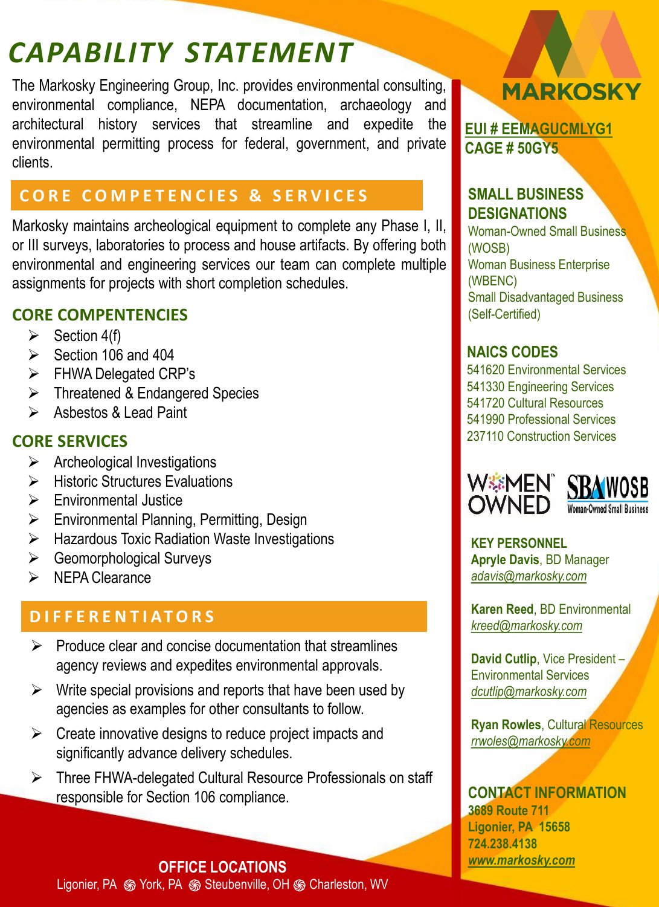# CAPABILITY STATEMENT

The Markosky Engineering Group, Inc. provides environmental consulting, environmental compliance, NEPA documentation, archaeology and architectural history services that streamline and expedite the environmental permitting process for federal, government, and private clients.

## CORE COMPETENCIES & SERVICES

Markosky maintains archeological equipment to complete any Phase I, II, or III surveys, laboratories to process and house artifacts. By offering both environmental and engineering services our team can complete multiple assignments for projects with short completion schedules.

### CORE COMPENTENCIES

- Section 4(f)
- Section 106 and 404
- FHWA Delegated CRP's
- Threatened & Endangered Species
- Asbestos & Lead Paint

### CORE SERVICES

- Archeological Investigations
- Historic Structures Evaluations
- Environmental Justice
- Environmental Planning, Permitting, Design
- Hazardous Toxic Radiation Waste Investigations
- Geomorphological Surveys
- NEPA Clearance

## DIFFERENTIATORS

- Produce clear and concise documentation that streamlines agency reviews and expedites environmental approvals.
- Write special provisions and reports that have been used by agencies as examples for other consultants to follow.
- Create innovative designs to reduce project impacts and significantly advance delivery schedules.
- Three FHWA-delegated Cultural Resource Professionals on staff responsible for Section 106 compliance.

**OFFICE LOCATIONS**

Ligonier, PA ֍ York, PA ֍ Steubenville, OH ֍ Charleston, WV

MARKOSKY

**EUI # EEMAGUCMLYG1**
**CAGE # 50GY5**

### SMALL BUSINESS DESIGNATIONS

Woman-Owned Small Business (WOSB)
Woman Business Enterprise (WBENC)
Small Disadvantaged Business (Self-Certified)

### NAICS CODES

541620 Environmental Services
541330 Engineering Services
541720 Cultural Resources
541990 Professional Services
237110 Construction Services

WOMEN OWNED
SBA WOSB Woman-Owned Small Business

### KEY PERSONNEL

**Apryle Davis**, BD Manager
*adavis@markosky.com*

**Karen Reed**, BD Environmental
*kreed@markosky.com*

**David Cutlip**, Vice President – Environmental Services
*dcutlip@markosky.com*

**Ryan Rowles**, Cultural Resources
*rrwoles@markosky.com*

### CONTACT INFORMATION

**3689 Route 711**
**Ligonier, PA 15658**
**724.238.4138**
***www.markosky.com***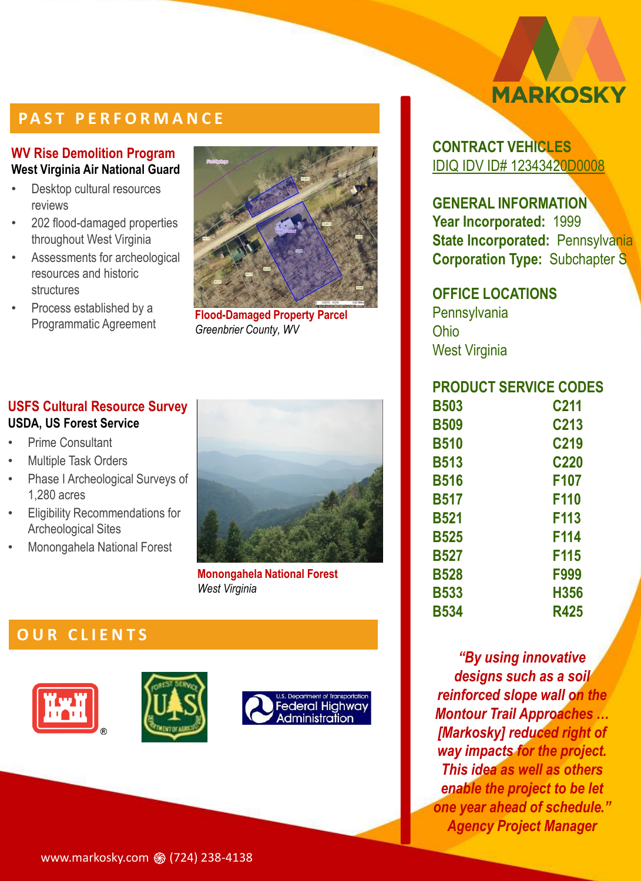MARKOSKY

## PAST PERFORMANCE

### WV Rise Demolition Program

**West Virginia Air National Guard**

- Desktop cultural resources reviews
- 202 flood-damaged properties throughout West Virginia
- Assessments for archeological resources and historic structures
- Process established by a Programmatic Agreement

**Flood-Damaged Property Parcel**
*Greenbrier County, WV*

### USFS Cultural Resource Survey

**USDA, US Forest Service**

- Prime Consultant
- Multiple Task Orders
- Phase I Archeological Surveys of 1,280 acres
- Eligibility Recommendations for Archeological Sites
- Monongahela National Forest

**Monongahela National Forest**
*West Virginia*

## OUR CLIENTS

U.S. Department of Transportation Federal Highway Administration

## CONTRACT VEHICLES

IDIQ IDV ID# 12343420D0008

## GENERAL INFORMATION

**Year Incorporated:** 1999
**State Incorporated:** Pennsylvania
**Corporation Type:** Subchapter S

## OFFICE LOCATIONS

Pennsylvania
Ohio
West Virginia

## PRODUCT SERVICE CODES

| | |
|---|---|
| B503 | C211 |
| B509 | C213 |
| B510 | C219 |
| B513 | C220 |
| B516 | F107 |
| B517 | F110 |
| B521 | F113 |
| B525 | F114 |
| B527 | F115 |
| B528 | F999 |
| B533 | H356 |
| B534 | R425 |

*"By using innovative designs such as a soil reinforced slope wall on the Montour Trail Approaches … [Markosky] reduced right of way impacts for the project. This idea as well as others enable the project to be let one year ahead of schedule."*
*Agency Project Manager*

www.markosky.com (724) 238-4138